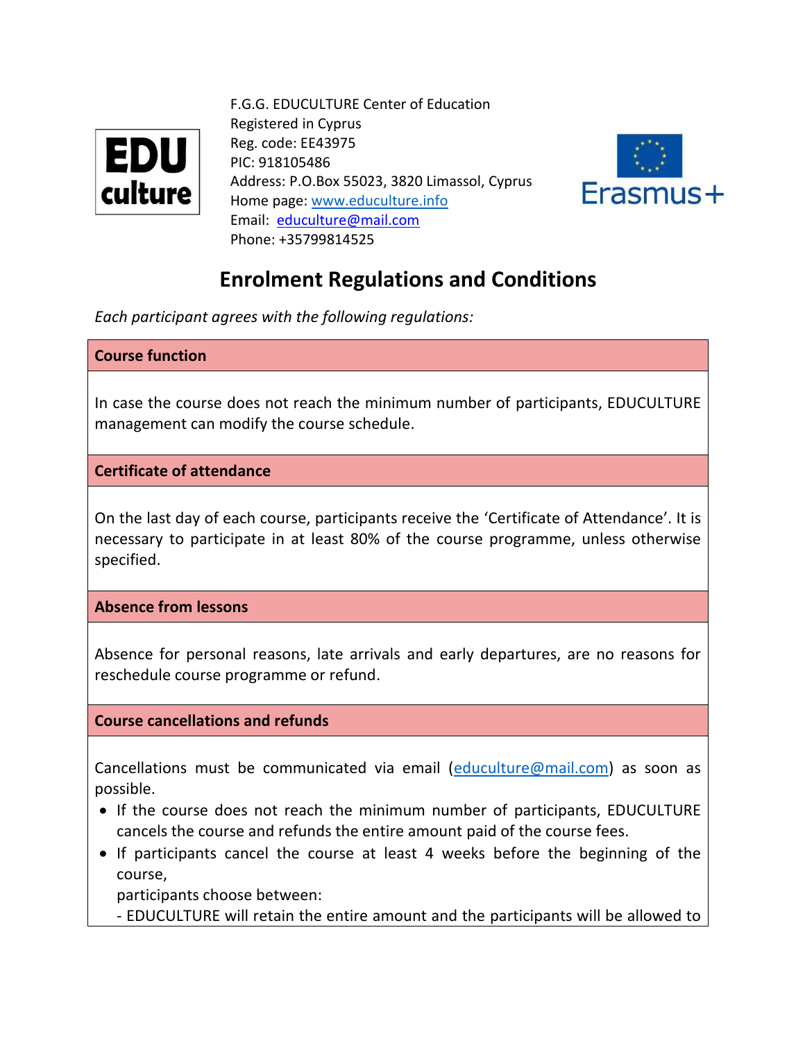F.G.G. EDUCULTURE Center of Education
Registered in Cyprus
Reg. code: EE43975
PIC: 918105486
Address: P.O.Box 55023, 3820 Limassol, Cyprus
Home page: [www.educulture.info](http://www.educulture.info)
Email: [educulture@mail.com](mailto:educulture@mail.com)
Phone: +35799814525

# Enrolment Regulations and Conditions

*Each participant agrees with the following regulations:*

## Course function

In case the course does not reach the minimum number of participants, EDUCULTURE management can modify the course schedule.

## Certificate of attendance

On the last day of each course, participants receive the 'Certificate of Attendance'. It is necessary to participate in at least 80% of the course programme, unless otherwise specified.

## Absence from lessons

Absence for personal reasons, late arrivals and early departures, are no reasons for reschedule course programme or refund.

## Course cancellations and refunds

Cancellations must be communicated via email ([educulture@mail.com](mailto:educulture@mail.com)) as soon as possible.

- If the course does not reach the minimum number of participants, EDUCULTURE cancels the course and refunds the entire amount paid of the course fees.
- If participants cancel the course at least 4 weeks before the beginning of the course,
  participants choose between:
  - EDUCULTURE will retain the entire amount and the participants will be allowed to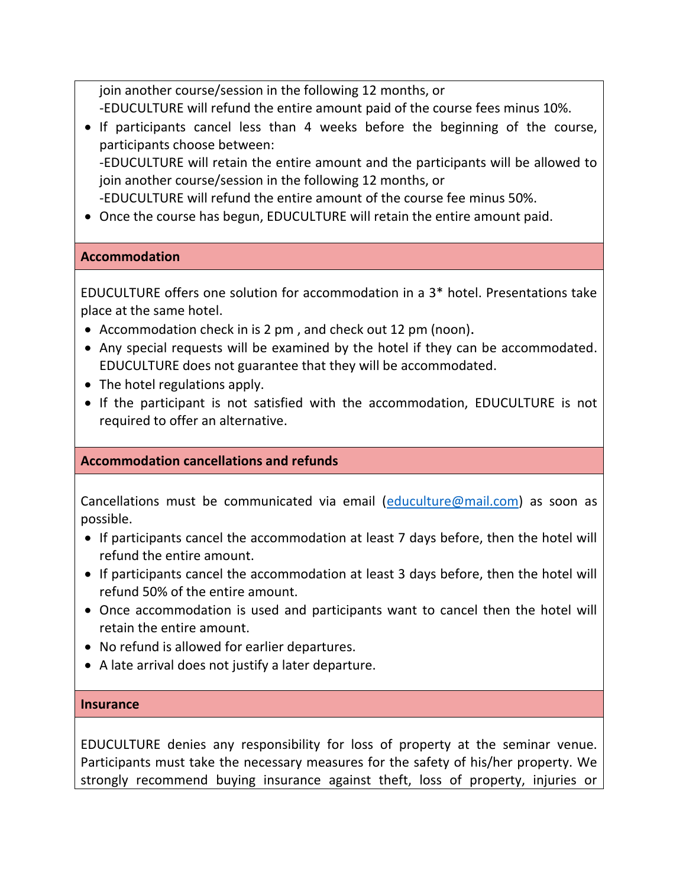join another course/session in the following 12 months, or
-EDUCULTURE will refund the entire amount paid of the course fees minus 10%.

- If participants cancel less than 4 weeks before the beginning of the course, participants choose between:
  -EDUCULTURE will retain the entire amount and the participants will be allowed to join another course/session in the following 12 months, or
  -EDUCULTURE will refund the entire amount of the course fee minus 50%.
- Once the course has begun, EDUCULTURE will retain the entire amount paid.

**Accommodation**

EDUCULTURE offers one solution for accommodation in a 3* hotel. Presentations take place at the same hotel.

- Accommodation check in is 2 pm , and check out 12 pm (noon).
- Any special requests will be examined by the hotel if they can be accommodated. EDUCULTURE does not guarantee that they will be accommodated.
- The hotel regulations apply.
- If the participant is not satisfied with the accommodation, EDUCULTURE is not required to offer an alternative.

**Accommodation cancellations and refunds**

Cancellations must be communicated via email (educulture@mail.com) as soon as possible.

- If participants cancel the accommodation at least 7 days before, then the hotel will refund the entire amount.
- If participants cancel the accommodation at least 3 days before, then the hotel will refund 50% of the entire amount.
- Once accommodation is used and participants want to cancel then the hotel will retain the entire amount.
- No refund is allowed for earlier departures.
- A late arrival does not justify a later departure.

**Insurance**

EDUCULTURE denies any responsibility for loss of property at the seminar venue. Participants must take the necessary measures for the safety of his/her property. We strongly recommend buying insurance against theft, loss of property, injuries or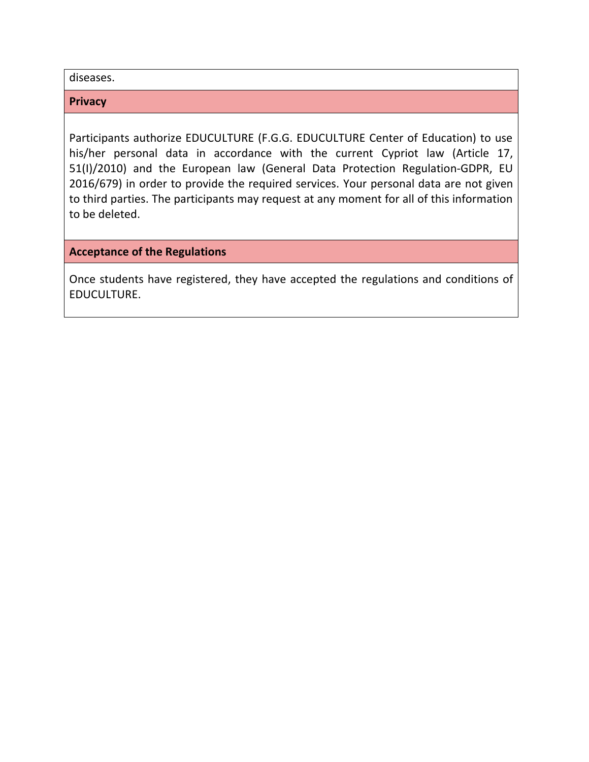diseases.

**Privacy**

Participants authorize EDUCULTURE (F.G.G. EDUCULTURE Center of Education) to use his/her personal data in accordance with the current Cypriot law (Article 17, 51(I)/2010) and the European law (General Data Protection Regulation-GDPR, EU 2016/679) in order to provide the required services. Your personal data are not given to third parties. The participants may request at any moment for all of this information to be deleted.

**Acceptance of the Regulations**

Once students have registered, they have accepted the regulations and conditions of EDUCULTURE.